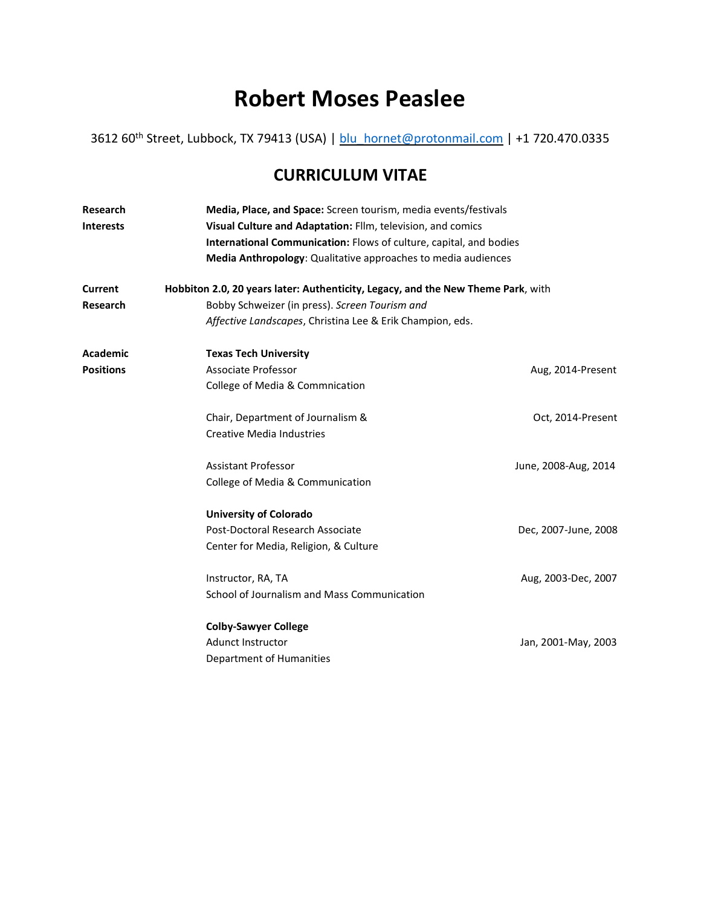# Robert Moses Peaslee

3612 60th Street, Lubbock, TX 79413 (USA) | blu_hornet@protonmail.com | +1 720.470.0335

## CURRICULUM VITAE

**Research Interests**

**Media, Place, and Space:** Screen tourism, media events/festivals
**Visual Culture and Adaptation:** Fllm, television, and comics
**International Communication:** Flows of culture, capital, and bodies
**Media Anthropology**: Qualitative approaches to media audiences

**Current Research**

**Hobbiton 2.0, 20 years later: Authenticity, Legacy, and the New Theme Park**, with Bobby Schweizer (in press). *Screen Tourism and Affective Landscapes*, Christina Lee & Erik Champion, eds.

**Academic Positions**

**Texas Tech University**

Associate Professor — Aug, 2014-Present
College of Media & Commnication

Chair, Department of Journalism & Creative Media Industries — Oct, 2014-Present

Assistant Professor — June, 2008-Aug, 2014
College of Media & Communication

**University of Colorado**

Post-Doctoral Research Associate — Dec, 2007-June, 2008
Center for Media, Religion, & Culture

Instructor, RA, TA — Aug, 2003-Dec, 2007
School of Journalism and Mass Communication

**Colby-Sawyer College**

Adunct Instructor — Jan, 2001-May, 2003
Department of Humanities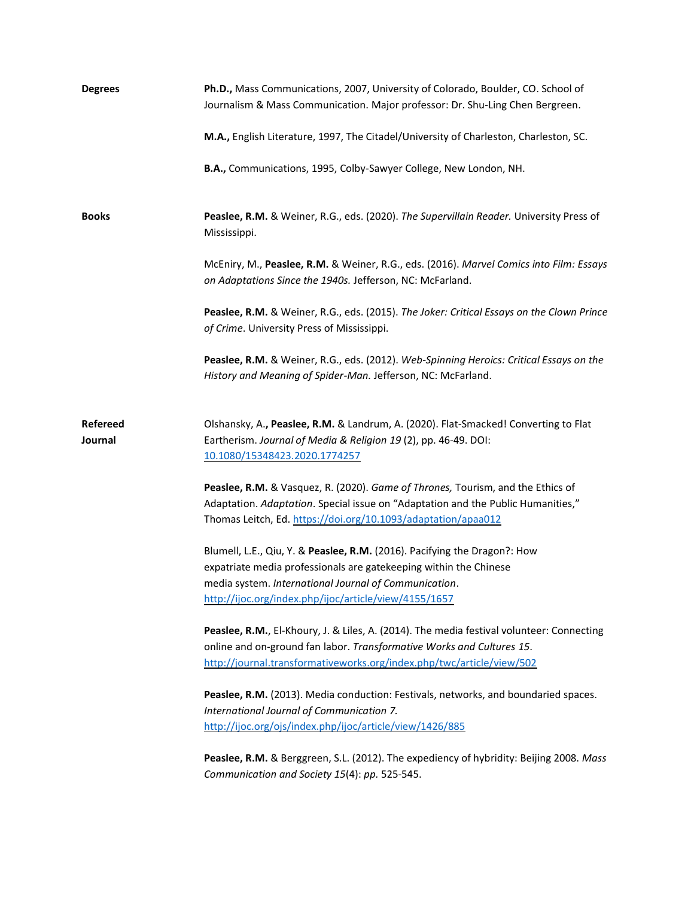**Degrees**

**Ph.D.,** Mass Communications, 2007, University of Colorado, Boulder, CO. School of Journalism & Mass Communication. Major professor: Dr. Shu-Ling Chen Bergreen.

**M.A.,** English Literature, 1997, The Citadel/University of Charleston, Charleston, SC.

**B.A.,** Communications, 1995, Colby-Sawyer College, New London, NH.

**Books**

**Peaslee, R.M.** & Weiner, R.G., eds. (2020). *The Supervillain Reader.* University Press of Mississippi.

McEniry, M., **Peaslee, R.M.** & Weiner, R.G., eds. (2016). *Marvel Comics into Film: Essays on Adaptations Since the 1940s.* Jefferson, NC: McFarland.

**Peaslee, R.M.** & Weiner, R.G., eds. (2015). *The Joker: Critical Essays on the Clown Prince of Crime*. University Press of Mississippi.

**Peaslee, R.M.** & Weiner, R.G., eds. (2012). *Web-Spinning Heroics: Critical Essays on the History and Meaning of Spider-Man.* Jefferson, NC: McFarland.

**Refereed Journal**

Olshansky, A.**, Peaslee, R.M.** & Landrum, A. (2020). Flat-Smacked! Converting to Flat Eartherism. *Journal of Media & Religion 19* (2), pp. 46-49. DOI: 10.1080/15348423.2020.1774257

**Peaslee, R.M.** & Vasquez, R. (2020). *Game of Thrones,* Tourism, and the Ethics of Adaptation. *Adaptation*. Special issue on "Adaptation and the Public Humanities," Thomas Leitch, Ed. https://doi.org/10.1093/adaptation/apaa012

Blumell, L.E., Qiu, Y. & **Peaslee, R.M.** (2016). Pacifying the Dragon?: How expatriate media professionals are gatekeeping within the Chinese media system. *International Journal of Communication*. http://ijoc.org/index.php/ijoc/article/view/4155/1657

**Peaslee, R.M.**, El-Khoury, J. & Liles, A. (2014). The media festival volunteer: Connecting online and on-ground fan labor. *Transformative Works and Cultures 15*. http://journal.transformativeworks.org/index.php/twc/article/view/502

**Peaslee, R.M.** (2013). Media conduction: Festivals, networks, and boundaried spaces. *International Journal of Communication 7.* http://ijoc.org/ojs/index.php/ijoc/article/view/1426/885

**Peaslee, R.M.** & Berggreen, S.L. (2012). The expediency of hybridity: Beijing 2008. *Mass Communication and Society 15*(4): *pp.* 525-545.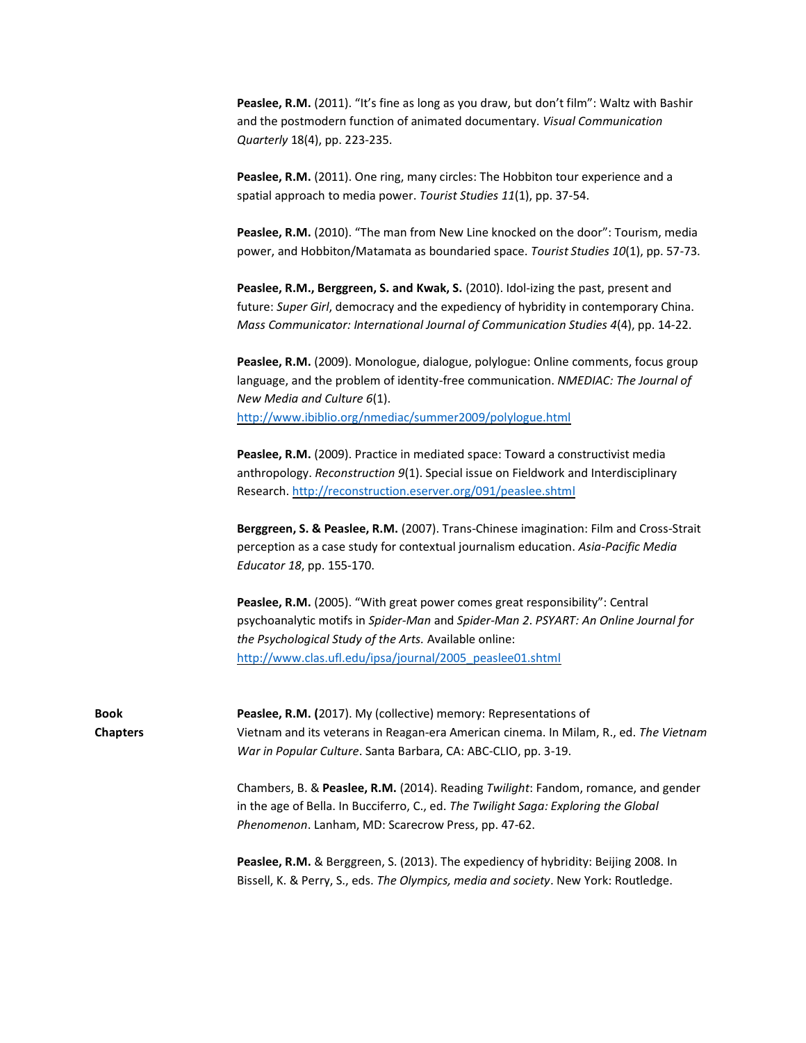**Peaslee, R.M.** (2011). “It’s fine as long as you draw, but don’t film”: Waltz with Bashir and the postmodern function of animated documentary. *Visual Communication Quarterly* 18(4), pp. 223-235.

**Peaslee, R.M.** (2011). One ring, many circles: The Hobbiton tour experience and a spatial approach to media power. *Tourist Studies 11*(1), pp. 37-54.

**Peaslee, R.M.** (2010). “The man from New Line knocked on the door”: Tourism, media power, and Hobbiton/Matamata as boundaried space. *Tourist Studies 10*(1), pp. 57-73.

**Peaslee, R.M., Berggreen, S. and Kwak, S.** (2010). Idol-izing the past, present and future: *Super Girl*, democracy and the expediency of hybridity in contemporary China. *Mass Communicator: International Journal of Communication Studies 4*(4), pp. 14-22.

**Peaslee, R.M.** (2009). Monologue, dialogue, polylogue: Online comments, focus group language, and the problem of identity-free communication. *NMEDIAC: The Journal of New Media and Culture 6*(1). http://www.ibiblio.org/nmediac/summer2009/polylogue.html

**Peaslee, R.M.** (2009). Practice in mediated space: Toward a constructivist media anthropology. *Reconstruction 9*(1). Special issue on Fieldwork and Interdisciplinary Research. http://reconstruction.eserver.org/091/peaslee.shtml

**Berggreen, S. & Peaslee, R.M.** (2007). Trans-Chinese imagination: Film and Cross-Strait perception as a case study for contextual journalism education. *Asia-Pacific Media Educator 18*, pp. 155-170.

**Peaslee, R.M.** (2005). “With great power comes great responsibility”: Central psychoanalytic motifs in *Spider-Man* and *Spider-Man 2*. *PSYART: An Online Journal for the Psychological Study of the Arts.* Available online: http://www.clas.ufl.edu/ipsa/journal/2005_peaslee01.shtml

**Book Chapters**

**Peaslee, R.M. (**2017). My (collective) memory: Representations of Vietnam and its veterans in Reagan-era American cinema. In Milam, R., ed. *The Vietnam War in Popular Culture*. Santa Barbara, CA: ABC-CLIO, pp. 3-19.

Chambers, B. & **Peaslee, R.M.** (2014). Reading *Twilight*: Fandom, romance, and gender in the age of Bella. In Bucciferro, C., ed. *The Twilight Saga: Exploring the Global Phenomenon*. Lanham, MD: Scarecrow Press, pp. 47-62.

**Peaslee, R.M.** & Berggreen, S. (2013). The expediency of hybridity: Beijing 2008. In Bissell, K. & Perry, S., eds. *The Olympics, media and society*. New York: Routledge.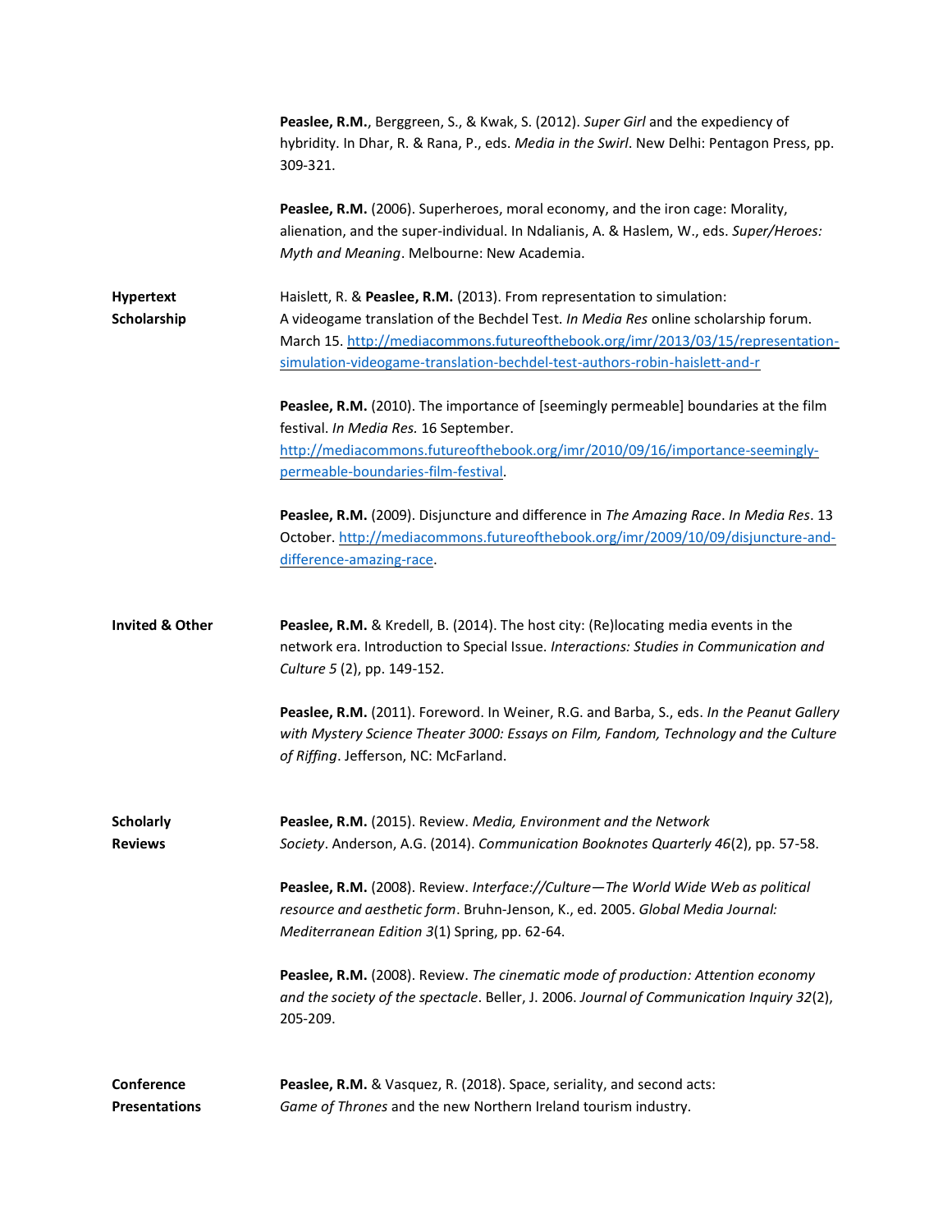**Peaslee, R.M.**, Berggreen, S., & Kwak, S. (2012). *Super Girl* and the expediency of hybridity. In Dhar, R. & Rana, P., eds. *Media in the Swirl*. New Delhi: Pentagon Press, pp. 309-321.

**Peaslee, R.M.** (2006). Superheroes, moral economy, and the iron cage: Morality, alienation, and the super-individual. In Ndalianis, A. & Haslem, W., eds. *Super/Heroes: Myth and Meaning*. Melbourne: New Academia.

**Hypertext Scholarship**

Haislett, R. & **Peaslee, R.M.** (2013). From representation to simulation: A videogame translation of the Bechdel Test. *In Media Res* online scholarship forum. March 15. http://mediacommons.futureofthebook.org/imr/2013/03/15/representation-simulation-videogame-translation-bechdel-test-authors-robin-haislett-and-r

**Peaslee, R.M.** (2010). The importance of [seemingly permeable] boundaries at the film festival. *In Media Res.* 16 September. http://mediacommons.futureofthebook.org/imr/2010/09/16/importance-seemingly-permeable-boundaries-film-festival.

**Peaslee, R.M.** (2009). Disjuncture and difference in *The Amazing Race*. *In Media Res*. 13 October. http://mediacommons.futureofthebook.org/imr/2009/10/09/disjuncture-and-difference-amazing-race.

**Invited & Other**

**Peaslee, R.M.** & Kredell, B. (2014). The host city: (Re)locating media events in the network era. Introduction to Special Issue. *Interactions: Studies in Communication and Culture 5* (2), pp. 149-152.

**Peaslee, R.M.** (2011). Foreword. In Weiner, R.G. and Barba, S., eds. *In the Peanut Gallery with Mystery Science Theater 3000: Essays on Film, Fandom, Technology and the Culture of Riffing*. Jefferson, NC: McFarland.

**Scholarly Reviews**

**Peaslee, R.M.** (2015). Review. *Media, Environment and the Network Society*. Anderson, A.G. (2014). *Communication Booknotes Quarterly 46*(2), pp. 57-58.

**Peaslee, R.M.** (2008). Review. *Interface://Culture—The World Wide Web as political resource and aesthetic form*. Bruhn-Jenson, K., ed. 2005. *Global Media Journal: Mediterranean Edition 3*(1) Spring, pp. 62-64.

**Peaslee, R.M.** (2008). Review. *The cinematic mode of production: Attention economy and the society of the spectacle*. Beller, J. 2006. *Journal of Communication Inquiry 32*(2), 205-209.

**Conference Presentations**

**Peaslee, R.M.** & Vasquez, R. (2018). Space, seriality, and second acts: *Game of Thrones* and the new Northern Ireland tourism industry.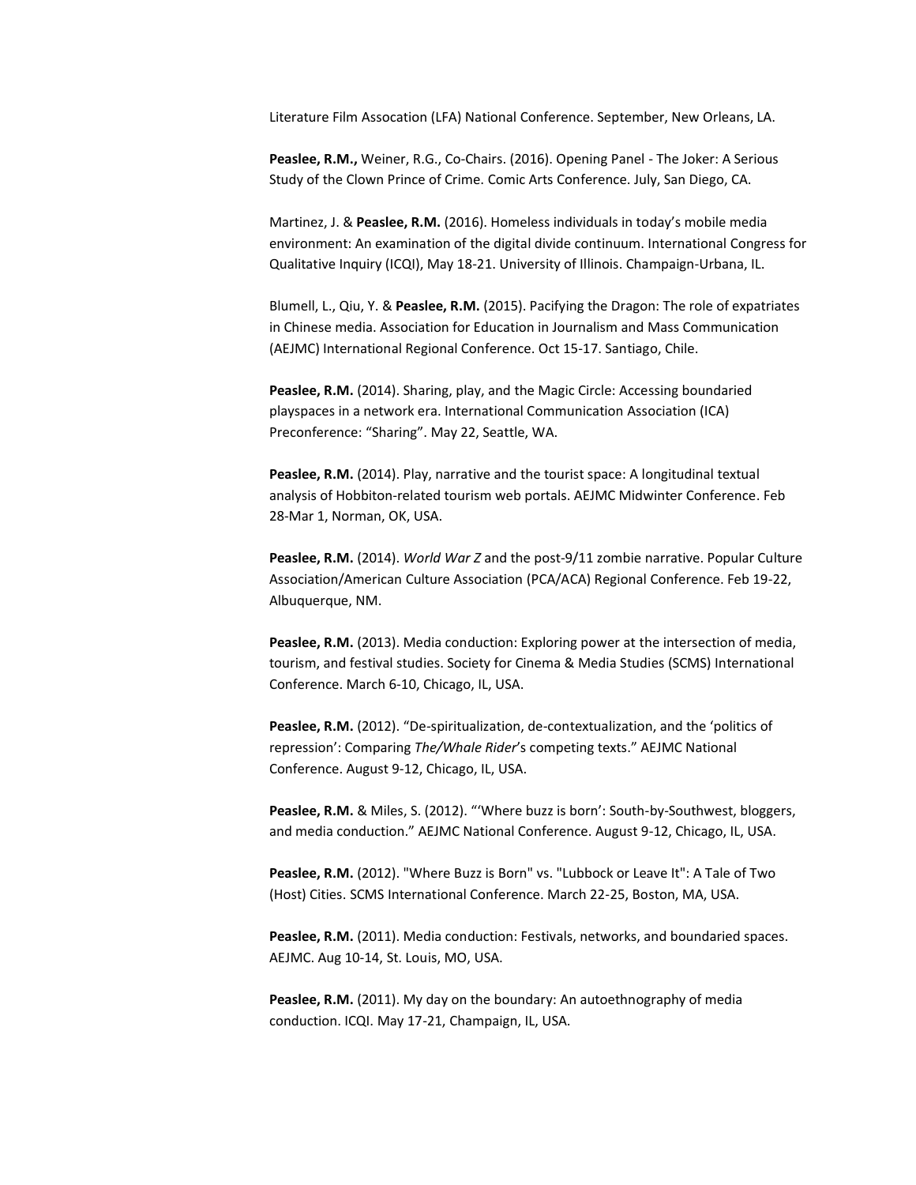Literature Film Assocation (LFA) National Conference. September, New Orleans, LA.

**Peaslee, R.M.,** Weiner, R.G., Co-Chairs. (2016). Opening Panel - The Joker: A Serious Study of the Clown Prince of Crime. Comic Arts Conference. July, San Diego, CA.

Martinez, J. & **Peaslee, R.M.** (2016). Homeless individuals in today's mobile media environment: An examination of the digital divide continuum. International Congress for Qualitative Inquiry (ICQI), May 18-21. University of Illinois. Champaign-Urbana, IL.

Blumell, L., Qiu, Y. & **Peaslee, R.M.** (2015). Pacifying the Dragon: The role of expatriates in Chinese media. Association for Education in Journalism and Mass Communication (AEJMC) International Regional Conference. Oct 15-17. Santiago, Chile.

**Peaslee, R.M.** (2014). Sharing, play, and the Magic Circle: Accessing boundaried playspaces in a network era. International Communication Association (ICA) Preconference: "Sharing". May 22, Seattle, WA.

**Peaslee, R.M.** (2014). Play, narrative and the tourist space: A longitudinal textual analysis of Hobbiton-related tourism web portals. AEJMC Midwinter Conference. Feb 28-Mar 1, Norman, OK, USA.

**Peaslee, R.M.** (2014). *World War Z* and the post-9/11 zombie narrative. Popular Culture Association/American Culture Association (PCA/ACA) Regional Conference. Feb 19-22, Albuquerque, NM.

**Peaslee, R.M.** (2013). Media conduction: Exploring power at the intersection of media, tourism, and festival studies. Society for Cinema & Media Studies (SCMS) International Conference. March 6-10, Chicago, IL, USA.

**Peaslee, R.M.** (2012). "De-spiritualization, de-contextualization, and the 'politics of repression': Comparing *The/Whale Rider*'s competing texts." AEJMC National Conference. August 9-12, Chicago, IL, USA.

**Peaslee, R.M.** & Miles, S. (2012). "'Where buzz is born': South-by-Southwest, bloggers, and media conduction." AEJMC National Conference. August 9-12, Chicago, IL, USA.

**Peaslee, R.M.** (2012). "Where Buzz is Born" vs. "Lubbock or Leave It": A Tale of Two (Host) Cities. SCMS International Conference. March 22-25, Boston, MA, USA.

**Peaslee, R.M.** (2011). Media conduction: Festivals, networks, and boundaried spaces. AEJMC. Aug 10-14, St. Louis, MO, USA.

**Peaslee, R.M.** (2011). My day on the boundary: An autoethnography of media conduction. ICQI. May 17-21, Champaign, IL, USA.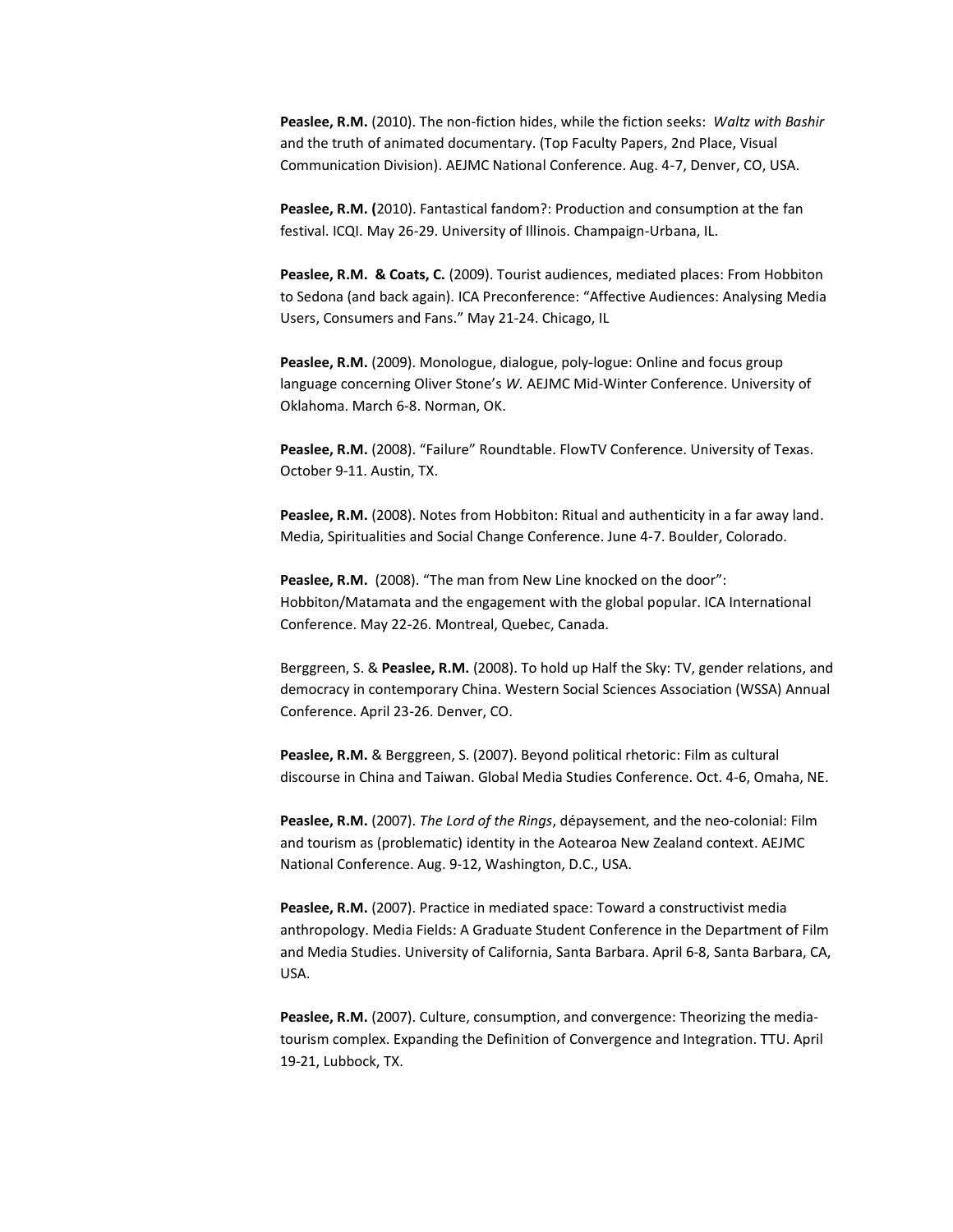**Peaslee, R.M.** (2010). The non-fiction hides, while the fiction seeks: *Waltz with Bashir* and the truth of animated documentary. (Top Faculty Papers, 2nd Place, Visual Communication Division). AEJMC National Conference. Aug. 4-7, Denver, CO, USA.

**Peaslee, R.M. (**2010). Fantastical fandom?: Production and consumption at the fan festival. ICQI. May 26-29. University of Illinois. Champaign-Urbana, IL.

**Peaslee, R.M. & Coats, C.** (2009). Tourist audiences, mediated places: From Hobbiton to Sedona (and back again). ICA Preconference: "Affective Audiences: Analysing Media Users, Consumers and Fans." May 21-24. Chicago, IL

**Peaslee, R.M.** (2009). Monologue, dialogue, poly-logue: Online and focus group language concerning Oliver Stone's *W.* AEJMC Mid-Winter Conference. University of Oklahoma. March 6-8. Norman, OK.

**Peaslee, R.M.** (2008). "Failure" Roundtable. FlowTV Conference. University of Texas. October 9-11. Austin, TX.

**Peaslee, R.M.** (2008). Notes from Hobbiton: Ritual and authenticity in a far away land. Media, Spiritualities and Social Change Conference. June 4-7. Boulder, Colorado.

**Peaslee, R.M.** (2008). "The man from New Line knocked on the door": Hobbiton/Matamata and the engagement with the global popular. ICA International Conference. May 22-26. Montreal, Quebec, Canada.

Berggreen, S. & **Peaslee, R.M.** (2008). To hold up Half the Sky: TV, gender relations, and democracy in contemporary China. Western Social Sciences Association (WSSA) Annual Conference. April 23-26. Denver, CO.

**Peaslee, R.M.** & Berggreen, S. (2007). Beyond political rhetoric: Film as cultural discourse in China and Taiwan. Global Media Studies Conference. Oct. 4-6, Omaha, NE.

**Peaslee, R.M.** (2007). *The Lord of the Rings*, dépaysement, and the neo-colonial: Film and tourism as (problematic) identity in the Aotearoa New Zealand context. AEJMC National Conference. Aug. 9-12, Washington, D.C., USA.

**Peaslee, R.M.** (2007). Practice in mediated space: Toward a constructivist media anthropology. Media Fields: A Graduate Student Conference in the Department of Film and Media Studies. University of California, Santa Barbara. April 6-8, Santa Barbara, CA, USA.

**Peaslee, R.M.** (2007). Culture, consumption, and convergence: Theorizing the media-tourism complex. Expanding the Definition of Convergence and Integration. TTU. April 19-21, Lubbock, TX.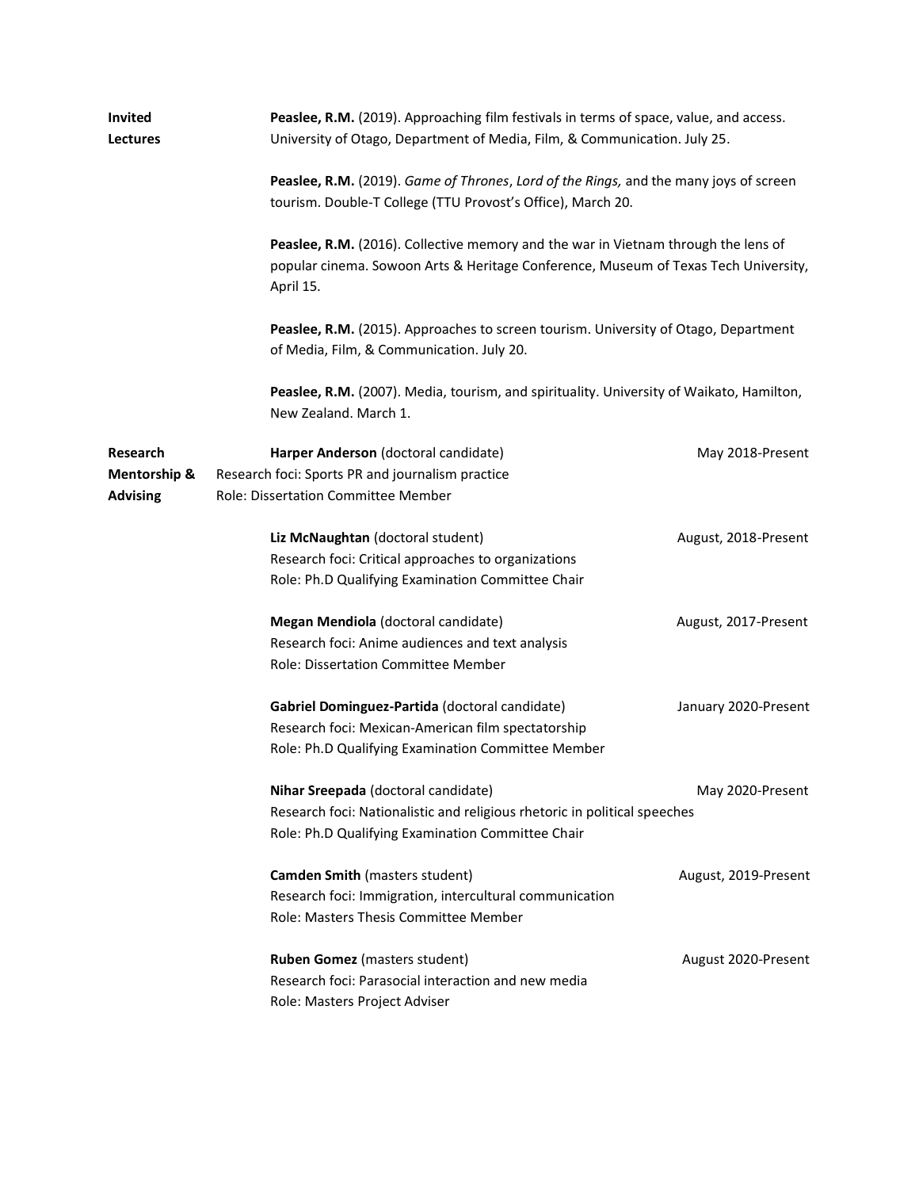## Invited Lectures

**Peaslee, R.M.** (2019). Approaching film festivals in terms of space, value, and access. University of Otago, Department of Media, Film, & Communication. July 25.

**Peaslee, R.M.** (2019). *Game of Thrones*, *Lord of the Rings,* and the many joys of screen tourism. Double-T College (TTU Provost's Office), March 20.

**Peaslee, R.M.** (2016). Collective memory and the war in Vietnam through the lens of popular cinema. Sowoon Arts & Heritage Conference, Museum of Texas Tech University, April 15.

**Peaslee, R.M.** (2015). Approaches to screen tourism. University of Otago, Department of Media, Film, & Communication. July 20.

**Peaslee, R.M.** (2007). Media, tourism, and spirituality. University of Waikato, Hamilton, New Zealand. March 1.

## Research Mentorship & Advising

**Harper Anderson** (doctoral candidate) — May 2018-Present
Research foci: Sports PR and journalism practice
Role: Dissertation Committee Member

**Liz McNaughtan** (doctoral student) — August, 2018-Present
Research foci: Critical approaches to organizations
Role: Ph.D Qualifying Examination Committee Chair

**Megan Mendiola** (doctoral candidate) — August, 2017-Present
Research foci: Anime audiences and text analysis
Role: Dissertation Committee Member

**Gabriel Dominguez-Partida** (doctoral candidate) — January 2020-Present
Research foci: Mexican-American film spectatorship
Role: Ph.D Qualifying Examination Committee Member

**Nihar Sreepada** (doctoral candidate) — May 2020-Present
Research foci: Nationalistic and religious rhetoric in political speeches
Role: Ph.D Qualifying Examination Committee Chair

**Camden Smith** (masters student) — August, 2019-Present
Research foci: Immigration, intercultural communication
Role: Masters Thesis Committee Member

**Ruben Gomez** (masters student) — August 2020-Present
Research foci: Parasocial interaction and new media
Role: Masters Project Adviser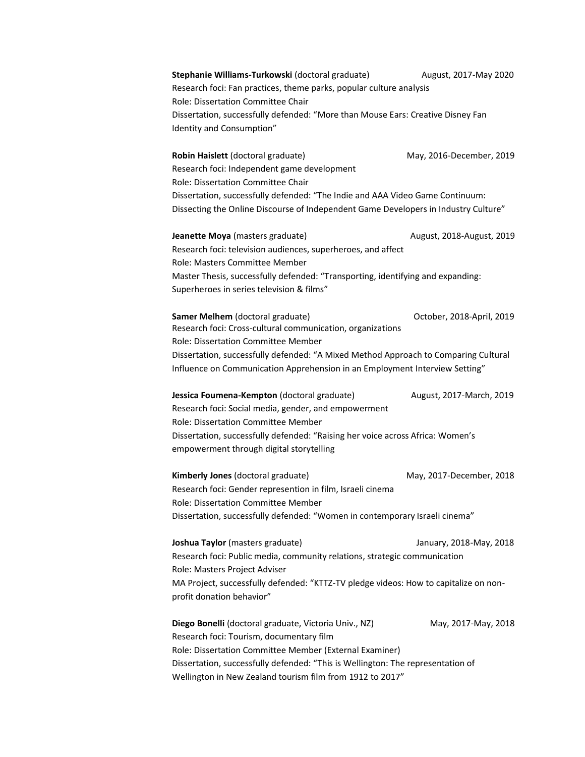**Stephanie Williams-Turkowski** (doctoral graduate) August, 2017-May 2020
Research foci: Fan practices, theme parks, popular culture analysis
Role: Dissertation Committee Chair
Dissertation, successfully defended: "More than Mouse Ears: Creative Disney Fan Identity and Consumption"

**Robin Haislett** (doctoral graduate) May, 2016-December, 2019
Research foci: Independent game development
Role: Dissertation Committee Chair
Dissertation, successfully defended: "The Indie and AAA Video Game Continuum: Dissecting the Online Discourse of Independent Game Developers in Industry Culture"

**Jeanette Moya** (masters graduate) August, 2018-August, 2019
Research foci: television audiences, superheroes, and affect
Role: Masters Committee Member
Master Thesis, successfully defended: "Transporting, identifying and expanding: Superheroes in series television & films"

**Samer Melhem** (doctoral graduate) October, 2018-April, 2019
Research foci: Cross-cultural communication, organizations
Role: Dissertation Committee Member
Dissertation, successfully defended: "A Mixed Method Approach to Comparing Cultural Influence on Communication Apprehension in an Employment Interview Setting"

**Jessica Foumena-Kempton** (doctoral graduate) August, 2017-March, 2019
Research foci: Social media, gender, and empowerment
Role: Dissertation Committee Member
Dissertation, successfully defended: "Raising her voice across Africa: Women's empowerment through digital storytelling

**Kimberly Jones** (doctoral graduate) May, 2017-December, 2018
Research foci: Gender represention in film, Israeli cinema
Role: Dissertation Committee Member
Dissertation, successfully defended: "Women in contemporary Israeli cinema"

**Joshua Taylor** (masters graduate) January, 2018-May, 2018
Research foci: Public media, community relations, strategic communication
Role: Masters Project Adviser
MA Project, successfully defended: "KTTZ-TV pledge videos: How to capitalize on non-profit donation behavior"

**Diego Bonelli** (doctoral graduate, Victoria Univ., NZ) May, 2017-May, 2018
Research foci: Tourism, documentary film
Role: Dissertation Committee Member (External Examiner)
Dissertation, successfully defended: "This is Wellington: The representation of Wellington in New Zealand tourism film from 1912 to 2017"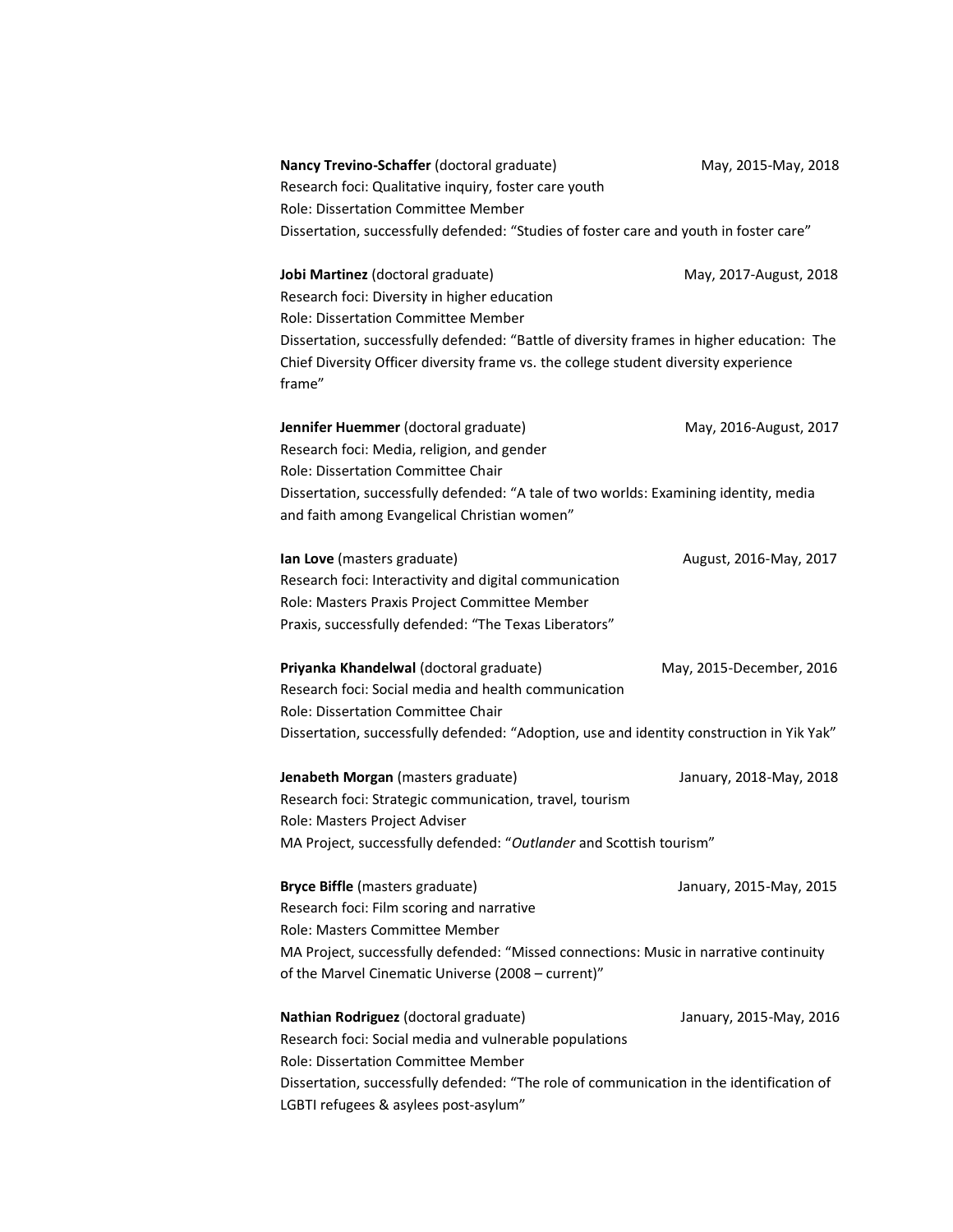**Nancy Trevino-Schaffer** (doctoral graduate) May, 2015-May, 2018
Research foci: Qualitative inquiry, foster care youth
Role: Dissertation Committee Member
Dissertation, successfully defended: "Studies of foster care and youth in foster care"

**Jobi Martinez** (doctoral graduate) May, 2017-August, 2018
Research foci: Diversity in higher education
Role: Dissertation Committee Member
Dissertation, successfully defended: "Battle of diversity frames in higher education: The Chief Diversity Officer diversity frame vs. the college student diversity experience frame"

**Jennifer Huemmer** (doctoral graduate) May, 2016-August, 2017
Research foci: Media, religion, and gender
Role: Dissertation Committee Chair
Dissertation, successfully defended: "A tale of two worlds: Examining identity, media and faith among Evangelical Christian women"

**Ian Love** (masters graduate) August, 2016-May, 2017
Research foci: Interactivity and digital communication
Role: Masters Praxis Project Committee Member
Praxis, successfully defended: "The Texas Liberators"

**Priyanka Khandelwal** (doctoral graduate) May, 2015-December, 2016
Research foci: Social media and health communication
Role: Dissertation Committee Chair
Dissertation, successfully defended: "Adoption, use and identity construction in Yik Yak"

**Jenabeth Morgan** (masters graduate) January, 2018-May, 2018
Research foci: Strategic communication, travel, tourism
Role: Masters Project Adviser
MA Project, successfully defended: "*Outlander* and Scottish tourism"

**Bryce Biffle** (masters graduate) January, 2015-May, 2015
Research foci: Film scoring and narrative
Role: Masters Committee Member
MA Project, successfully defended: "Missed connections: Music in narrative continuity of the Marvel Cinematic Universe (2008 – current)"

**Nathian Rodriguez** (doctoral graduate) January, 2015-May, 2016
Research foci: Social media and vulnerable populations
Role: Dissertation Committee Member
Dissertation, successfully defended: "The role of communication in the identification of LGBTI refugees & asylees post-asylum"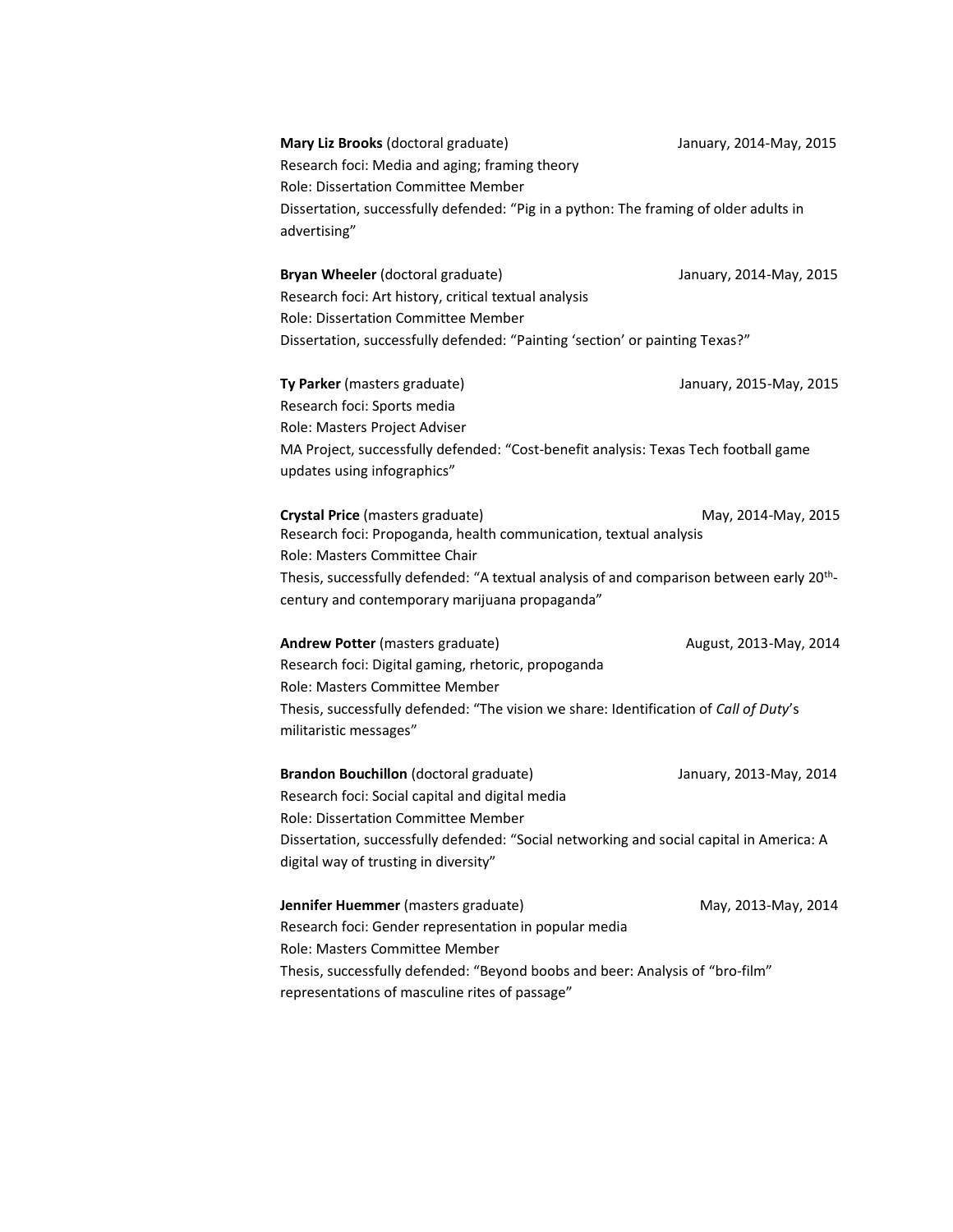**Mary Liz Brooks** (doctoral graduate) January, 2014-May, 2015
Research foci: Media and aging; framing theory
Role: Dissertation Committee Member
Dissertation, successfully defended: "Pig in a python: The framing of older adults in advertising"

**Bryan Wheeler** (doctoral graduate) January, 2014-May, 2015
Research foci: Art history, critical textual analysis
Role: Dissertation Committee Member
Dissertation, successfully defended: "Painting 'section' or painting Texas?"

**Ty Parker** (masters graduate) January, 2015-May, 2015
Research foci: Sports media
Role: Masters Project Adviser
MA Project, successfully defended: "Cost-benefit analysis: Texas Tech football game updates using infographics"

**Crystal Price** (masters graduate) May, 2014-May, 2015
Research foci: Propoganda, health communication, textual analysis
Role: Masters Committee Chair
Thesis, successfully defended: "A textual analysis of and comparison between early 20th-century and contemporary marijuana propaganda"

**Andrew Potter** (masters graduate) August, 2013-May, 2014
Research foci: Digital gaming, rhetoric, propoganda
Role: Masters Committee Member
Thesis, successfully defended: "The vision we share: Identification of *Call of Duty*'s militaristic messages"

**Brandon Bouchillon** (doctoral graduate) January, 2013-May, 2014
Research foci: Social capital and digital media
Role: Dissertation Committee Member
Dissertation, successfully defended: "Social networking and social capital in America: A digital way of trusting in diversity"

**Jennifer Huemmer** (masters graduate) May, 2013-May, 2014
Research foci: Gender representation in popular media
Role: Masters Committee Member
Thesis, successfully defended: "Beyond boobs and beer: Analysis of "bro-film" representations of masculine rites of passage"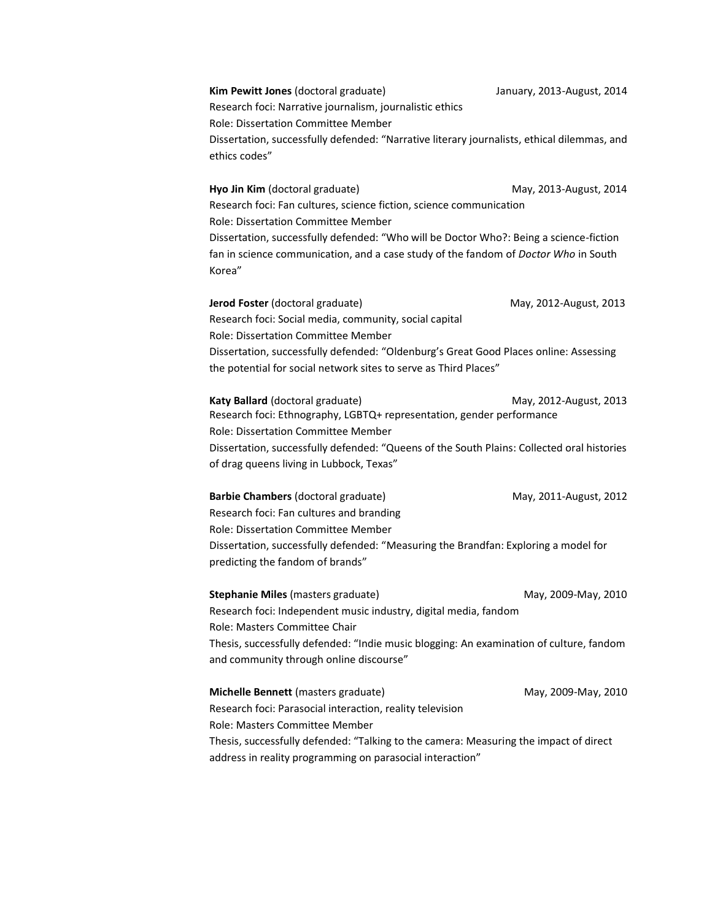**Kim Pewitt Jones** (doctoral graduate) January, 2013-August, 2014
Research foci: Narrative journalism, journalistic ethics
Role: Dissertation Committee Member
Dissertation, successfully defended: "Narrative literary journalists, ethical dilemmas, and ethics codes"

**Hyo Jin Kim** (doctoral graduate) May, 2013-August, 2014
Research foci: Fan cultures, science fiction, science communication
Role: Dissertation Committee Member
Dissertation, successfully defended: "Who will be Doctor Who?: Being a science-fiction fan in science communication, and a case study of the fandom of *Doctor Who* in South Korea"

**Jerod Foster** (doctoral graduate) May, 2012-August, 2013
Research foci: Social media, community, social capital
Role: Dissertation Committee Member
Dissertation, successfully defended: "Oldenburg's Great Good Places online: Assessing the potential for social network sites to serve as Third Places"

**Katy Ballard** (doctoral graduate) May, 2012-August, 2013
Research foci: Ethnography, LGBTQ+ representation, gender performance
Role: Dissertation Committee Member
Dissertation, successfully defended: "Queens of the South Plains: Collected oral histories of drag queens living in Lubbock, Texas"

**Barbie Chambers** (doctoral graduate) May, 2011-August, 2012
Research foci: Fan cultures and branding
Role: Dissertation Committee Member
Dissertation, successfully defended: "Measuring the Brandfan: Exploring a model for predicting the fandom of brands"

**Stephanie Miles** (masters graduate) May, 2009-May, 2010
Research foci: Independent music industry, digital media, fandom
Role: Masters Committee Chair
Thesis, successfully defended: "Indie music blogging: An examination of culture, fandom and community through online discourse"

**Michelle Bennett** (masters graduate) May, 2009-May, 2010
Research foci: Parasocial interaction, reality television
Role: Masters Committee Member
Thesis, successfully defended: "Talking to the camera: Measuring the impact of direct address in reality programming on parasocial interaction"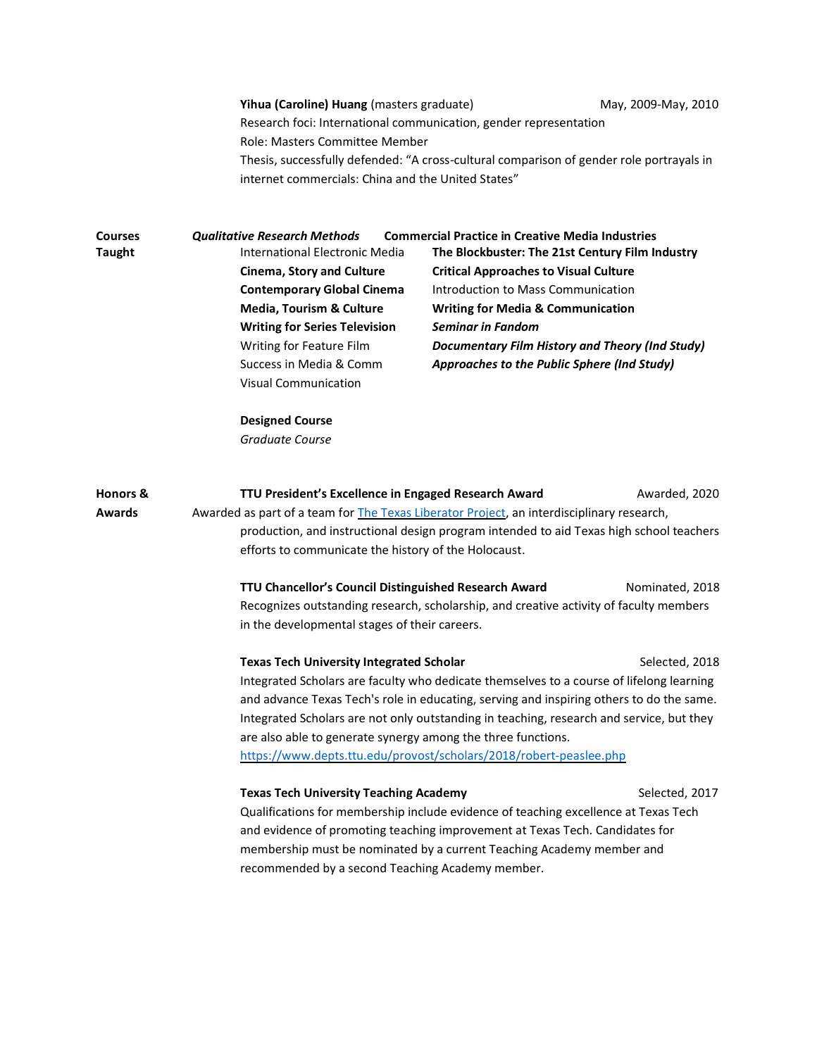**Yihua (Caroline) Huang** (masters graduate) May, 2009-May, 2010
Research foci: International communication, gender representation
Role: Masters Committee Member
Thesis, successfully defended: "A cross-cultural comparison of gender role portrayals in internet commercials: China and the United States"

## Courses Taught

***Qualitative Research Methods***
**Commercial Practice in Creative Media Industries**
International Electronic Media
**The Blockbuster: The 21st Century Film Industry**
**Cinema, Story and Culture**
**Critical Approaches to Visual Culture**
**Contemporary Global Cinema**
Introduction to Mass Communication
**Media, Tourism & Culture**
**Writing for Media & Communication**
**Writing for Series Television**
***Seminar in Fandom***
Writing for Feature Film
***Documentary Film History and Theory (Ind Study)***
Success in Media & Comm
***Approaches to the Public Sphere (Ind Study)***
Visual Communication

**Designed Course**
*Graduate Course*

## Honors & Awards

**TTU President's Excellence in Engaged Research Award** Awarded, 2020
Awarded as part of a team for The Texas Liberator Project, an interdisciplinary research, production, and instructional design program intended to aid Texas high school teachers efforts to communicate the history of the Holocaust.

**TTU Chancellor's Council Distinguished Research Award** Nominated, 2018
Recognizes outstanding research, scholarship, and creative activity of faculty members in the developmental stages of their careers.

**Texas Tech University Integrated Scholar** Selected, 2018
Integrated Scholars are faculty who dedicate themselves to a course of lifelong learning and advance Texas Tech's role in educating, serving and inspiring others to do the same. Integrated Scholars are not only outstanding in teaching, research and service, but they are also able to generate synergy among the three functions.
https://www.depts.ttu.edu/provost/scholars/2018/robert-peaslee.php

**Texas Tech University Teaching Academy** Selected, 2017
Qualifications for membership include evidence of teaching excellence at Texas Tech and evidence of promoting teaching improvement at Texas Tech. Candidates for membership must be nominated by a current Teaching Academy member and recommended by a second Teaching Academy member.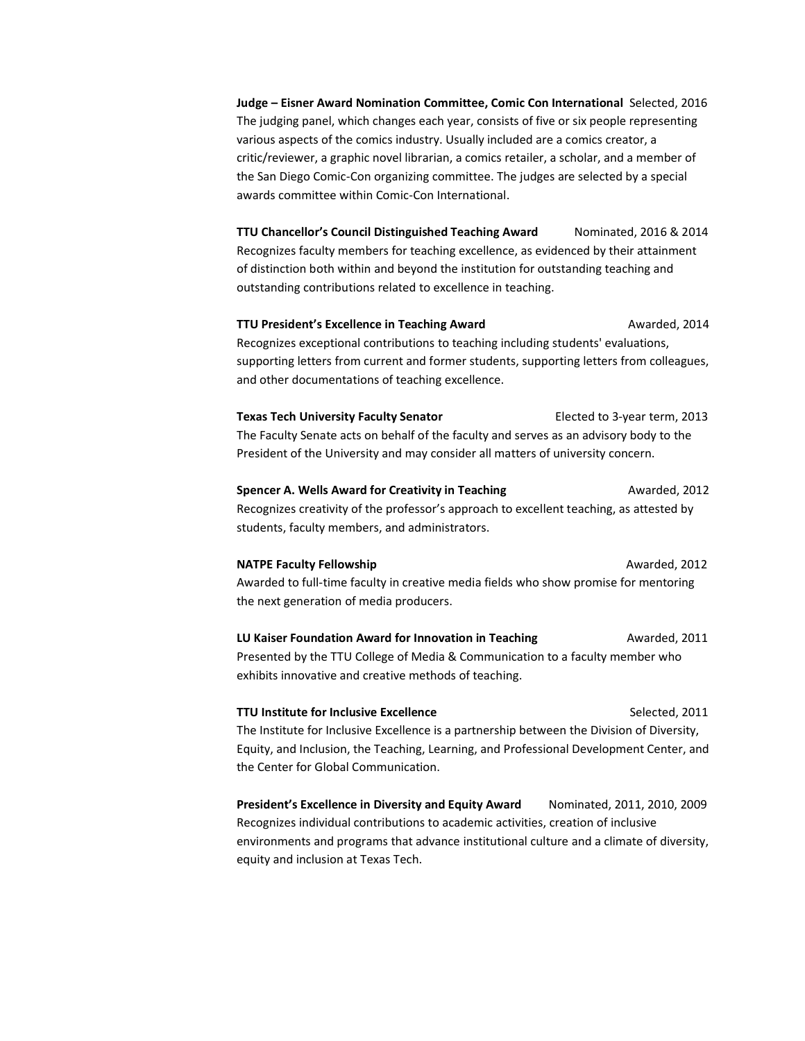**Judge – Eisner Award Nomination Committee, Comic Con International** Selected, 2016
The judging panel, which changes each year, consists of five or six people representing various aspects of the comics industry. Usually included are a comics creator, a critic/reviewer, a graphic novel librarian, a comics retailer, a scholar, and a member of the San Diego Comic-Con organizing committee. The judges are selected by a special awards committee within Comic-Con International.

**TTU Chancellor's Council Distinguished Teaching Award** Nominated, 2016 & 2014
Recognizes faculty members for teaching excellence, as evidenced by their attainment of distinction both within and beyond the institution for outstanding teaching and outstanding contributions related to excellence in teaching.

**TTU President's Excellence in Teaching Award** Awarded, 2014
Recognizes exceptional contributions to teaching including students' evaluations, supporting letters from current and former students, supporting letters from colleagues, and other documentations of teaching excellence.

**Texas Tech University Faculty Senator** Elected to 3-year term, 2013
The Faculty Senate acts on behalf of the faculty and serves as an advisory body to the President of the University and may consider all matters of university concern.

**Spencer A. Wells Award for Creativity in Teaching** Awarded, 2012
Recognizes creativity of the professor's approach to excellent teaching, as attested by students, faculty members, and administrators.

**NATPE Faculty Fellowship** Awarded, 2012
Awarded to full-time faculty in creative media fields who show promise for mentoring the next generation of media producers.

**LU Kaiser Foundation Award for Innovation in Teaching** Awarded, 2011
Presented by the TTU College of Media & Communication to a faculty member who exhibits innovative and creative methods of teaching.

**TTU Institute for Inclusive Excellence** Selected, 2011
The Institute for Inclusive Excellence is a partnership between the Division of Diversity, Equity, and Inclusion, the Teaching, Learning, and Professional Development Center, and the Center for Global Communication.

**President's Excellence in Diversity and Equity Award** Nominated, 2011, 2010, 2009
Recognizes individual contributions to academic activities, creation of inclusive environments and programs that advance institutional culture and a climate of diversity, equity and inclusion at Texas Tech.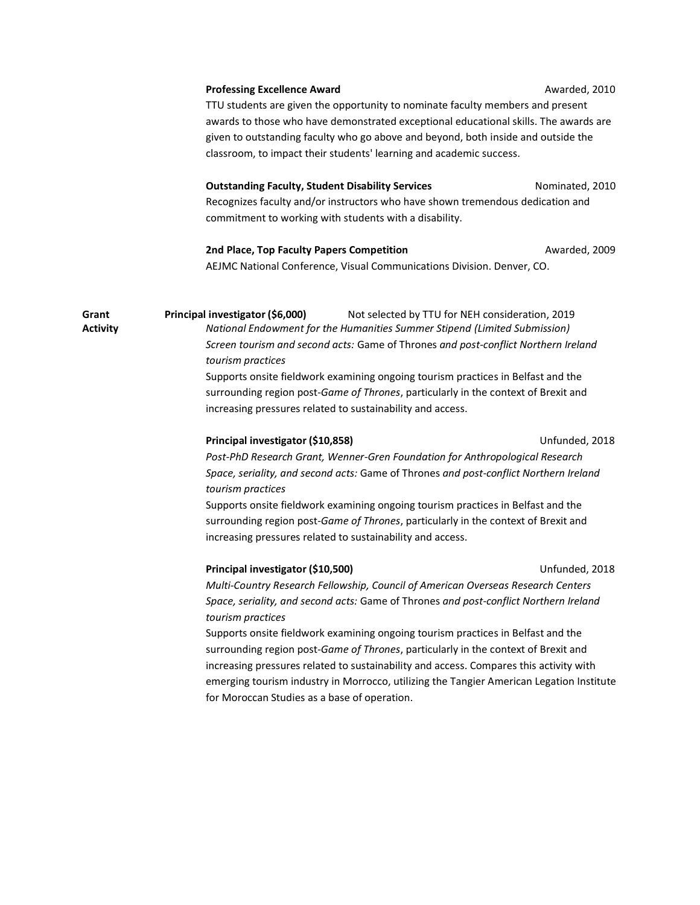**Professing Excellence Award** — Awarded, 2010

TTU students are given the opportunity to nominate faculty members and present awards to those who have demonstrated exceptional educational skills. The awards are given to outstanding faculty who go above and beyond, both inside and outside the classroom, to impact their students' learning and academic success.

**Outstanding Faculty, Student Disability Services** — Nominated, 2010

Recognizes faculty and/or instructors who have shown tremendous dedication and commitment to working with students with a disability.

**2nd Place, Top Faculty Papers Competition** — Awarded, 2009

AEJMC National Conference, Visual Communications Division. Denver, CO.

## Grant Activity

**Principal investigator ($6,000)** — Not selected by TTU for NEH consideration, 2019

*National Endowment for the Humanities Summer Stipend (Limited Submission)*
*Screen tourism and second acts:* Game of Thrones *and post-conflict Northern Ireland tourism practices*

Supports onsite fieldwork examining ongoing tourism practices in Belfast and the surrounding region post-*Game of Thrones*, particularly in the context of Brexit and increasing pressures related to sustainability and access.

**Principal investigator ($10,858)** — Unfunded, 2018

*Post-PhD Research Grant, Wenner-Gren Foundation for Anthropological Research*
*Space, seriality, and second acts:* Game of Thrones *and post-conflict Northern Ireland tourism practices*

Supports onsite fieldwork examining ongoing tourism practices in Belfast and the surrounding region post-*Game of Thrones*, particularly in the context of Brexit and increasing pressures related to sustainability and access.

**Principal investigator ($10,500)** — Unfunded, 2018

*Multi-Country Research Fellowship, Council of American Overseas Research Centers*
*Space, seriality, and second acts:* Game of Thrones *and post-conflict Northern Ireland tourism practices*

Supports onsite fieldwork examining ongoing tourism practices in Belfast and the surrounding region post-*Game of Thrones*, particularly in the context of Brexit and increasing pressures related to sustainability and access. Compares this activity with emerging tourism industry in Morrocco, utilizing the Tangier American Legation Institute for Moroccan Studies as a base of operation.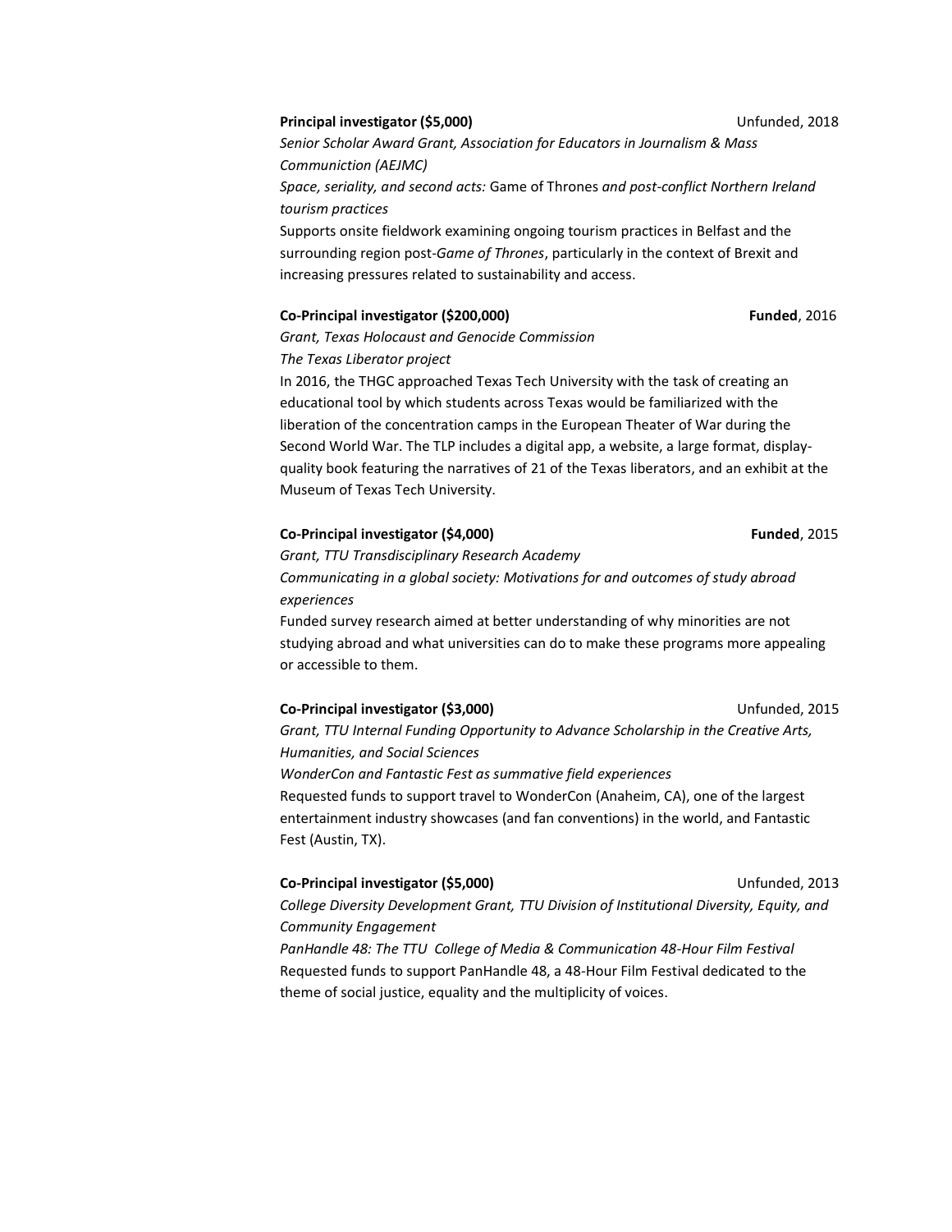**Principal investigator ($5,000)** Unfunded, 2018

*Senior Scholar Award Grant, Association for Educators in Journalism & Mass Communiction (AEJMC)*

*Space, seriality, and second acts:* Game of Thrones *and post-conflict Northern Ireland tourism practices*

Supports onsite fieldwork examining ongoing tourism practices in Belfast and the surrounding region post-*Game of Thrones*, particularly in the context of Brexit and increasing pressures related to sustainability and access.

**Co-Principal investigator ($200,000)** **Funded**, 2016

*Grant, Texas Holocaust and Genocide Commission*

*The Texas Liberator project*

In 2016, the THGC approached Texas Tech University with the task of creating an educational tool by which students across Texas would be familiarized with the liberation of the concentration camps in the European Theater of War during the Second World War. The TLP includes a digital app, a website, a large format, display-quality book featuring the narratives of 21 of the Texas liberators, and an exhibit at the Museum of Texas Tech University.

**Co-Principal investigator ($4,000)** **Funded**, 2015

*Grant, TTU Transdisciplinary Research Academy*

*Communicating in a global society: Motivations for and outcomes of study abroad experiences*

Funded survey research aimed at better understanding of why minorities are not studying abroad and what universities can do to make these programs more appealing or accessible to them.

**Co-Principal investigator ($3,000)** Unfunded, 2015

*Grant, TTU Internal Funding Opportunity to Advance Scholarship in the Creative Arts, Humanities, and Social Sciences*

*WonderCon and Fantastic Fest as summative field experiences*

Requested funds to support travel to WonderCon (Anaheim, CA), one of the largest entertainment industry showcases (and fan conventions) in the world, and Fantastic Fest (Austin, TX).

**Co-Principal investigator ($5,000)** Unfunded, 2013

*College Diversity Development Grant, TTU Division of Institutional Diversity, Equity, and Community Engagement*

*PanHandle 48: The TTU College of Media & Communication 48-Hour Film Festival*

Requested funds to support PanHandle 48, a 48-Hour Film Festival dedicated to the theme of social justice, equality and the multiplicity of voices.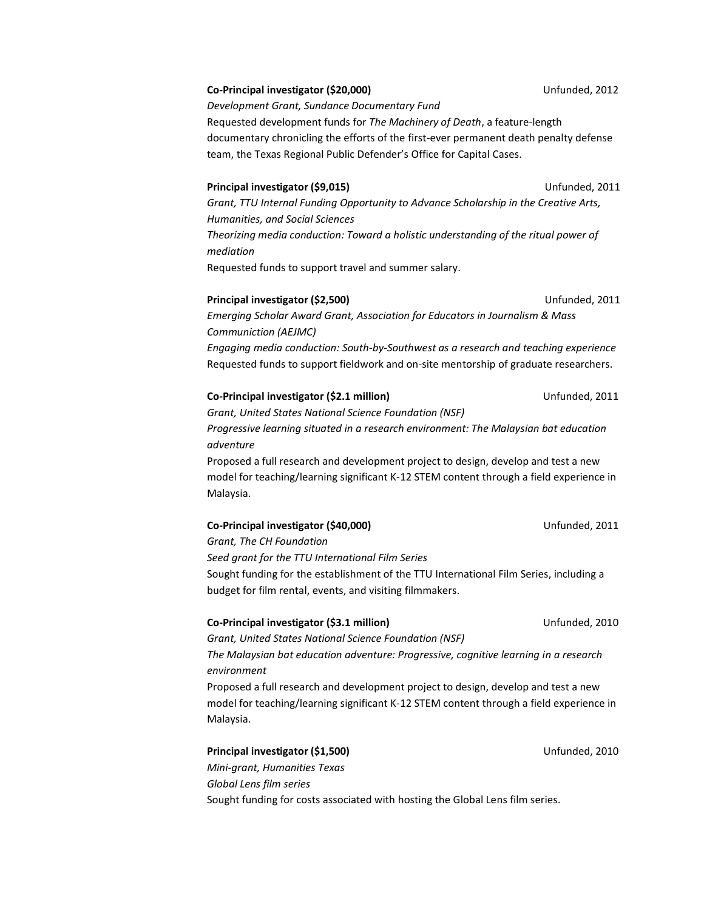**Co-Principal investigator ($20,000)** Unfunded, 2012
*Development Grant, Sundance Documentary Fund*
Requested development funds for *The Machinery of Death*, a feature-length documentary chronicling the efforts of the first-ever permanent death penalty defense team, the Texas Regional Public Defender's Office for Capital Cases.

**Principal investigator ($9,015)** Unfunded, 2011
*Grant, TTU Internal Funding Opportunity to Advance Scholarship in the Creative Arts, Humanities, and Social Sciences*
*Theorizing media conduction: Toward a holistic understanding of the ritual power of mediation*
Requested funds to support travel and summer salary.

**Principal investigator ($2,500)** Unfunded, 2011
*Emerging Scholar Award Grant, Association for Educators in Journalism & Mass Communiction (AEJMC)*
*Engaging media conduction: South-by-Southwest as a research and teaching experience*
Requested funds to support fieldwork and on-site mentorship of graduate researchers.

**Co-Principal investigator ($2.1 million)** Unfunded, 2011
*Grant, United States National Science Foundation (NSF)*
*Progressive learning situated in a research environment: The Malaysian bat education adventure*
Proposed a full research and development project to design, develop and test a new model for teaching/learning significant K-12 STEM content through a field experience in Malaysia.

**Co-Principal investigator ($40,000)** Unfunded, 2011
*Grant, The CH Foundation*
*Seed grant for the TTU International Film Series*
Sought funding for the establishment of the TTU International Film Series, including a budget for film rental, events, and visiting filmmakers.

**Co-Principal investigator ($3.1 million)** Unfunded, 2010
*Grant, United States National Science Foundation (NSF)*
*The Malaysian bat education adventure: Progressive, cognitive learning in a research environment*
Proposed a full research and development project to design, develop and test a new model for teaching/learning significant K-12 STEM content through a field experience in Malaysia.

**Principal investigator ($1,500)** Unfunded, 2010
*Mini-grant, Humanities Texas*
*Global Lens film series*
Sought funding for costs associated with hosting the Global Lens film series.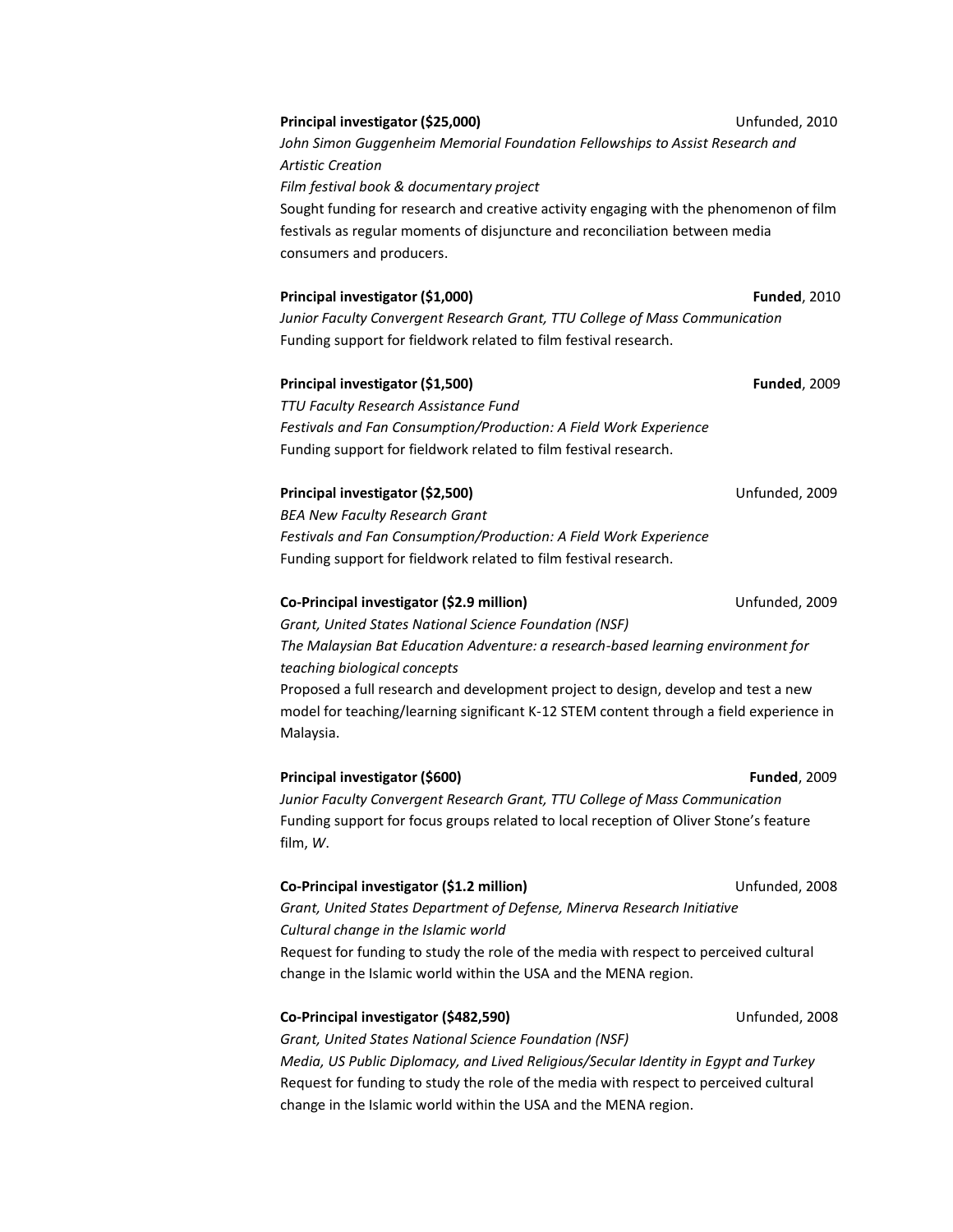**Principal investigator ($25,000)** Unfunded, 2010
*John Simon Guggenheim Memorial Foundation Fellowships to Assist Research and Artistic Creation*
*Film festival book & documentary project*
Sought funding for research and creative activity engaging with the phenomenon of film festivals as regular moments of disjuncture and reconciliation between media consumers and producers.

**Principal investigator ($1,000)** **Funded**, 2010
*Junior Faculty Convergent Research Grant, TTU College of Mass Communication*
Funding support for fieldwork related to film festival research.

**Principal investigator ($1,500)** **Funded**, 2009
*TTU Faculty Research Assistance Fund*
*Festivals and Fan Consumption/Production: A Field Work Experience*
Funding support for fieldwork related to film festival research.

**Principal investigator ($2,500)** Unfunded, 2009
*BEA New Faculty Research Grant*
*Festivals and Fan Consumption/Production: A Field Work Experience*
Funding support for fieldwork related to film festival research.

**Co-Principal investigator ($2.9 million)** Unfunded, 2009
*Grant, United States National Science Foundation (NSF)*
*The Malaysian Bat Education Adventure: a research-based learning environment for teaching biological concepts*
Proposed a full research and development project to design, develop and test a new model for teaching/learning significant K-12 STEM content through a field experience in Malaysia.

**Principal investigator ($600)** **Funded**, 2009
*Junior Faculty Convergent Research Grant, TTU College of Mass Communication*
Funding support for focus groups related to local reception of Oliver Stone's feature film, *W*.

**Co-Principal investigator ($1.2 million)** Unfunded, 2008
*Grant, United States Department of Defense, Minerva Research Initiative*
*Cultural change in the Islamic world*
Request for funding to study the role of the media with respect to perceived cultural change in the Islamic world within the USA and the MENA region.

**Co-Principal investigator ($482,590)** Unfunded, 2008
*Grant, United States National Science Foundation (NSF)*
*Media, US Public Diplomacy, and Lived Religious/Secular Identity in Egypt and Turkey*
Request for funding to study the role of the media with respect to perceived cultural change in the Islamic world within the USA and the MENA region.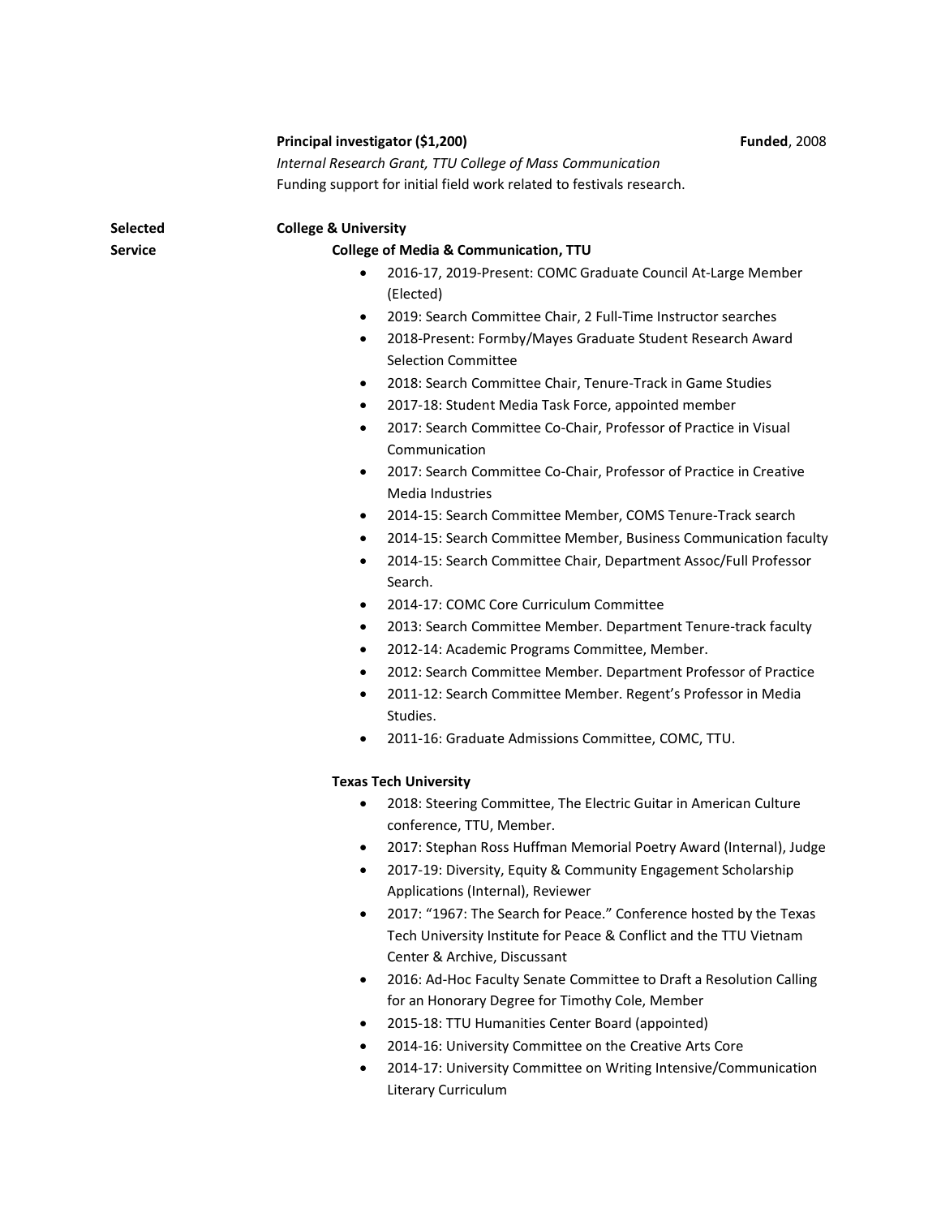**Principal investigator ($1,200)** **Funded**, 2008

*Internal Research Grant, TTU College of Mass Communication*

Funding support for initial field work related to festivals research.

**Selected Service**

**College & University**

**College of Media & Communication, TTU**

- 2016-17, 2019-Present: COMC Graduate Council At-Large Member (Elected)
- 2019: Search Committee Chair, 2 Full-Time Instructor searches
- 2018-Present: Formby/Mayes Graduate Student Research Award Selection Committee
- 2018: Search Committee Chair, Tenure-Track in Game Studies
- 2017-18: Student Media Task Force, appointed member
- 2017: Search Committee Co-Chair, Professor of Practice in Visual Communication
- 2017: Search Committee Co-Chair, Professor of Practice in Creative Media Industries
- 2014-15: Search Committee Member, COMS Tenure-Track search
- 2014-15: Search Committee Member, Business Communication faculty
- 2014-15: Search Committee Chair, Department Assoc/Full Professor Search.
- 2014-17: COMC Core Curriculum Committee
- 2013: Search Committee Member. Department Tenure-track faculty
- 2012-14: Academic Programs Committee, Member.
- 2012: Search Committee Member. Department Professor of Practice
- 2011-12: Search Committee Member. Regent's Professor in Media Studies.
- 2011-16: Graduate Admissions Committee, COMC, TTU.

**Texas Tech University**

- 2018: Steering Committee, The Electric Guitar in American Culture conference, TTU, Member.
- 2017: Stephan Ross Huffman Memorial Poetry Award (Internal), Judge
- 2017-19: Diversity, Equity & Community Engagement Scholarship Applications (Internal), Reviewer
- 2017: "1967: The Search for Peace." Conference hosted by the Texas Tech University Institute for Peace & Conflict and the TTU Vietnam Center & Archive, Discussant
- 2016: Ad-Hoc Faculty Senate Committee to Draft a Resolution Calling for an Honorary Degree for Timothy Cole, Member
- 2015-18: TTU Humanities Center Board (appointed)
- 2014-16: University Committee on the Creative Arts Core
- 2014-17: University Committee on Writing Intensive/Communication Literary Curriculum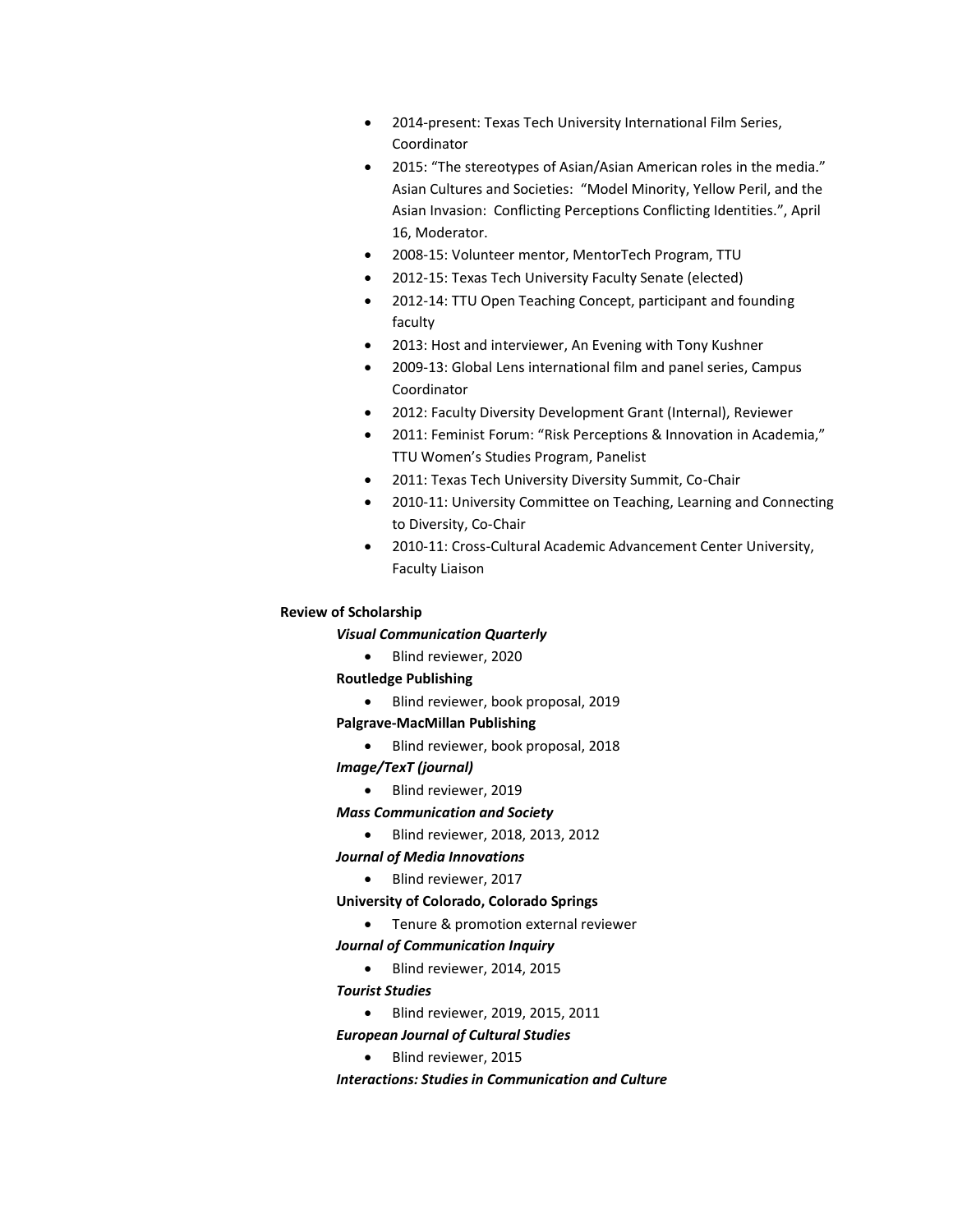- 2014-present: Texas Tech University International Film Series, Coordinator
- 2015: "The stereotypes of Asian/Asian American roles in the media." Asian Cultures and Societies: "Model Minority, Yellow Peril, and the Asian Invasion: Conflicting Perceptions Conflicting Identities.", April 16, Moderator.
- 2008-15: Volunteer mentor, MentorTech Program, TTU
- 2012-15: Texas Tech University Faculty Senate (elected)
- 2012-14: TTU Open Teaching Concept, participant and founding faculty
- 2013: Host and interviewer, An Evening with Tony Kushner
- 2009-13: Global Lens international film and panel series, Campus Coordinator
- 2012: Faculty Diversity Development Grant (Internal), Reviewer
- 2011: Feminist Forum: "Risk Perceptions & Innovation in Academia," TTU Women's Studies Program, Panelist
- 2011: Texas Tech University Diversity Summit, Co-Chair
- 2010-11: University Committee on Teaching, Learning and Connecting to Diversity, Co-Chair
- 2010-11: Cross-Cultural Academic Advancement Center University, Faculty Liaison

**Review of Scholarship**

***Visual Communication Quarterly***

- Blind reviewer, 2020

**Routledge Publishing**

- Blind reviewer, book proposal, 2019

**Palgrave-MacMillan Publishing**

- Blind reviewer, book proposal, 2018

***Image/TexT (journal)***

- Blind reviewer, 2019

***Mass Communication and Society***

- Blind reviewer, 2018, 2013, 2012

***Journal of Media Innovations***

- Blind reviewer, 2017

**University of Colorado, Colorado Springs**

- Tenure & promotion external reviewer

***Journal of Communication Inquiry***

- Blind reviewer, 2014, 2015

***Tourist Studies***

- Blind reviewer, 2019, 2015, 2011

***European Journal of Cultural Studies***

- Blind reviewer, 2015

***Interactions: Studies in Communication and Culture***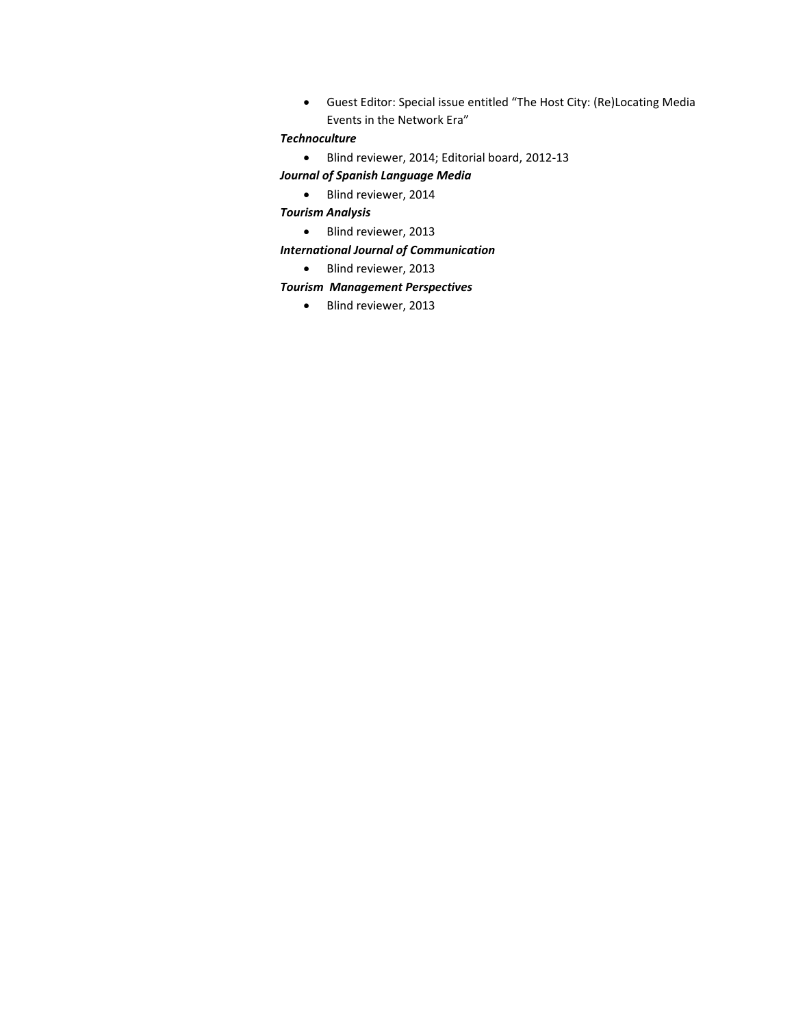- Guest Editor: Special issue entitled "The Host City: (Re)Locating Media Events in the Network Era"

***Technoculture***

- Blind reviewer, 2014; Editorial board, 2012-13

***Journal of Spanish Language Media***

- Blind reviewer, 2014

***Tourism Analysis***

- Blind reviewer, 2013

***International Journal of Communication***

- Blind reviewer, 2013

***Tourism Management Perspectives***

- Blind reviewer, 2013